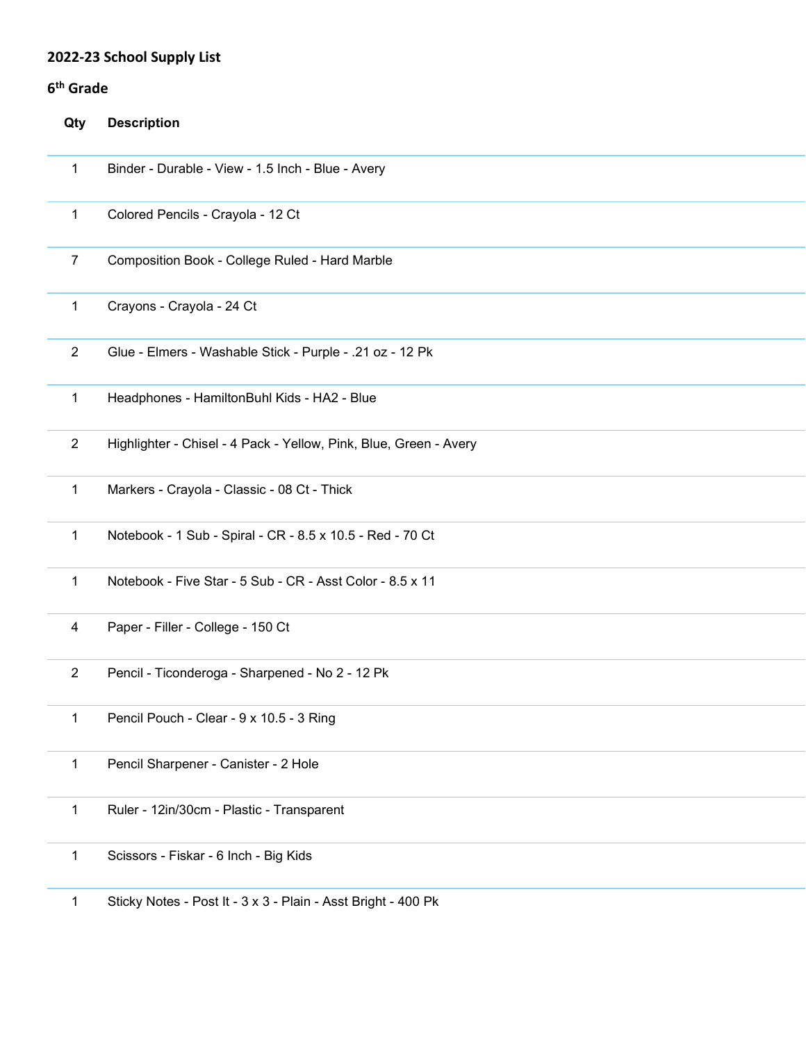## 2022-23 School Supply List

### 6th Grade

| Qty | Description |
|---|---|
| 1 | Binder - Durable - View - 1.5 Inch - Blue - Avery |
| 1 | Colored Pencils - Crayola - 12 Ct |
| 7 | Composition Book - College Ruled - Hard Marble |
| 1 | Crayons - Crayola - 24 Ct |
| 2 | Glue - Elmers - Washable Stick - Purple - .21 oz - 12 Pk |
| 1 | Headphones - HamiltonBuhl Kids - HA2 - Blue |
| 2 | Highlighter - Chisel - 4 Pack - Yellow, Pink, Blue, Green - Avery |
| 1 | Markers - Crayola - Classic - 08 Ct - Thick |
| 1 | Notebook - 1 Sub - Spiral - CR - 8.5 x 10.5 - Red - 70 Ct |
| 1 | Notebook - Five Star - 5 Sub - CR - Asst Color - 8.5 x 11 |
| 4 | Paper - Filler - College - 150 Ct |
| 2 | Pencil - Ticonderoga - Sharpened - No 2 - 12 Pk |
| 1 | Pencil Pouch - Clear - 9 x 10.5 - 3 Ring |
| 1 | Pencil Sharpener - Canister - 2 Hole |
| 1 | Ruler - 12in/30cm - Plastic - Transparent |
| 1 | Scissors - Fiskar - 6 Inch - Big Kids |
| 1 | Sticky Notes - Post It - 3 x 3 - Plain - Asst Bright - 400 Pk |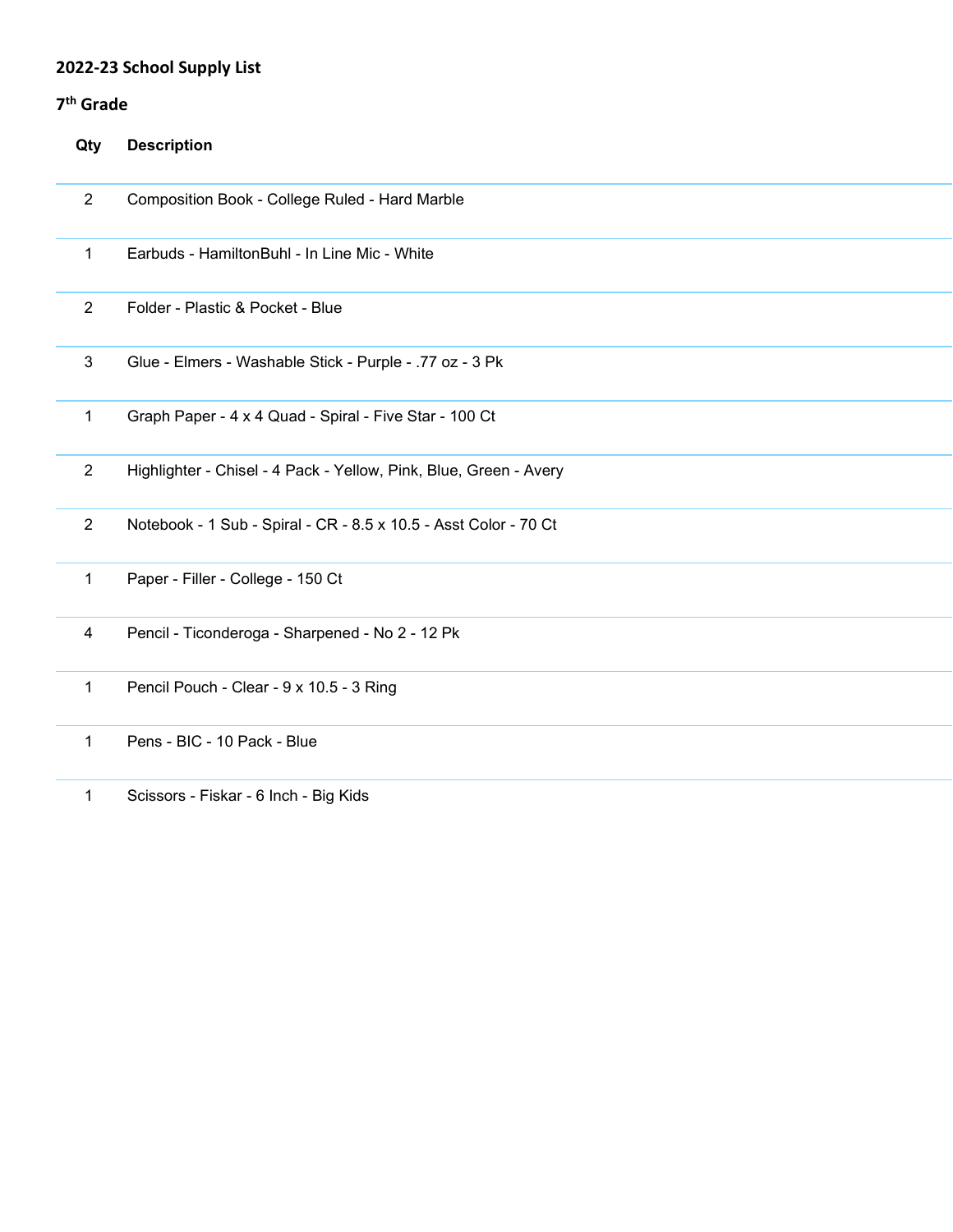## 2022-23 School Supply List

### 7th Grade

| Qty | Description |
| --- | --- |
| 2 | Composition Book - College Ruled - Hard Marble |
| 1 | Earbuds - HamiltonBuhl - In Line Mic - White |
| 2 | Folder - Plastic & Pocket - Blue |
| 3 | Glue - Elmers - Washable Stick - Purple - .77 oz - 3 Pk |
| 1 | Graph Paper - 4 x 4 Quad - Spiral - Five Star - 100 Ct |
| 2 | Highlighter - Chisel - 4 Pack - Yellow, Pink, Blue, Green - Avery |
| 2 | Notebook - 1 Sub - Spiral - CR - 8.5 x 10.5 - Asst Color - 70 Ct |
| 1 | Paper - Filler - College - 150 Ct |
| 4 | Pencil - Ticonderoga - Sharpened - No 2 - 12 Pk |
| 1 | Pencil Pouch - Clear - 9 x 10.5 - 3 Ring |
| 1 | Pens - BIC - 10 Pack - Blue |
| 1 | Scissors - Fiskar - 6 Inch - Big Kids |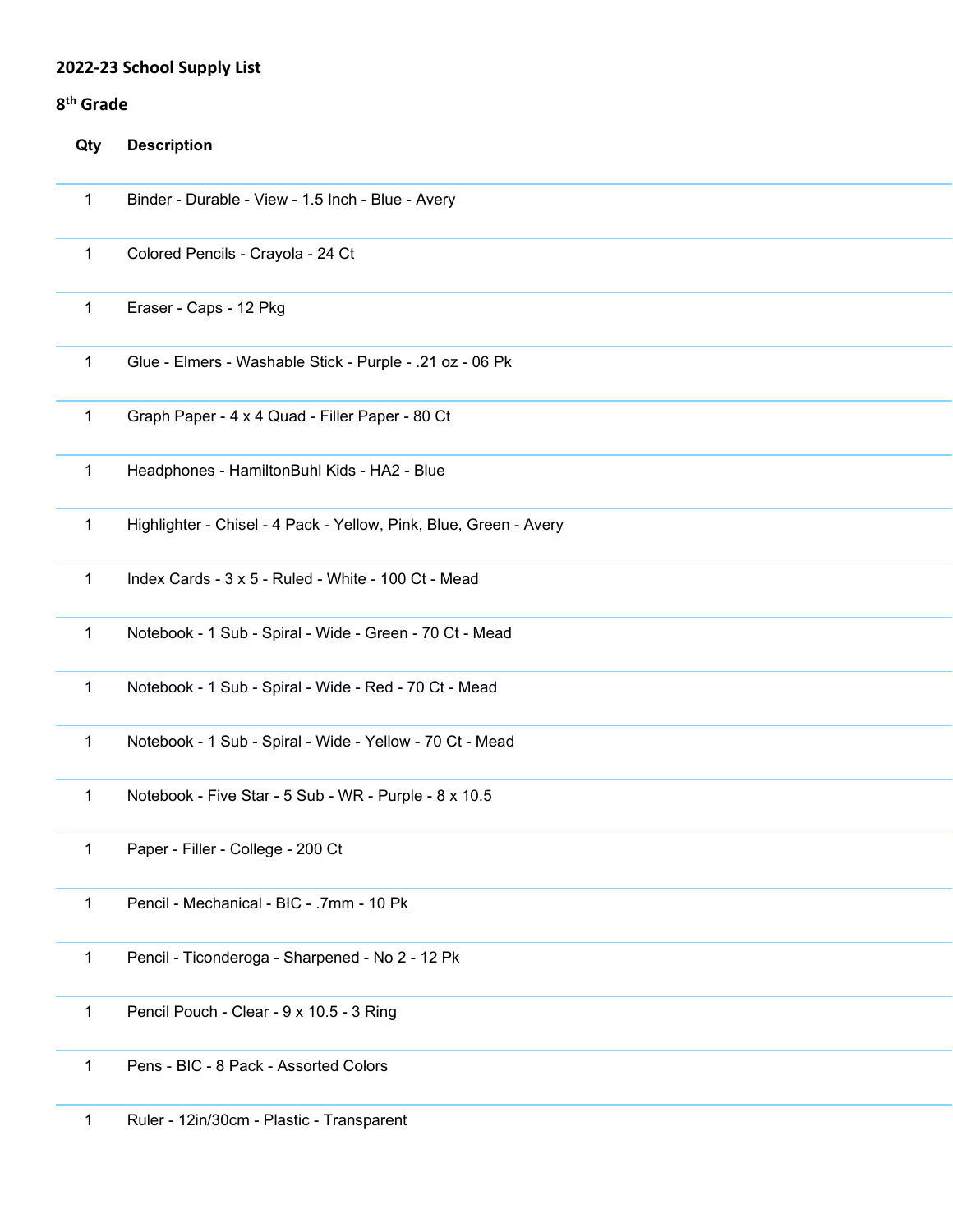## 2022-23 School Supply List

### 8th Grade

| Qty | Description |
|---|---|
| 1 | Binder - Durable - View - 1.5 Inch - Blue - Avery |
| 1 | Colored Pencils - Crayola - 24 Ct |
| 1 | Eraser - Caps - 12 Pkg |
| 1 | Glue - Elmers - Washable Stick - Purple - .21 oz - 06 Pk |
| 1 | Graph Paper - 4 x 4 Quad - Filler Paper - 80 Ct |
| 1 | Headphones - HamiltonBuhl Kids - HA2 - Blue |
| 1 | Highlighter - Chisel - 4 Pack - Yellow, Pink, Blue, Green - Avery |
| 1 | Index Cards - 3 x 5 - Ruled - White - 100 Ct - Mead |
| 1 | Notebook - 1 Sub - Spiral - Wide - Green - 70 Ct - Mead |
| 1 | Notebook - 1 Sub - Spiral - Wide - Red - 70 Ct - Mead |
| 1 | Notebook - 1 Sub - Spiral - Wide - Yellow - 70 Ct - Mead |
| 1 | Notebook - Five Star - 5 Sub - WR - Purple - 8 x 10.5 |
| 1 | Paper - Filler - College - 200 Ct |
| 1 | Pencil - Mechanical - BIC - .7mm - 10 Pk |
| 1 | Pencil - Ticonderoga - Sharpened - No 2 - 12 Pk |
| 1 | Pencil Pouch - Clear - 9 x 10.5 - 3 Ring |
| 1 | Pens - BIC - 8 Pack - Assorted Colors |
| 1 | Ruler - 12in/30cm - Plastic - Transparent |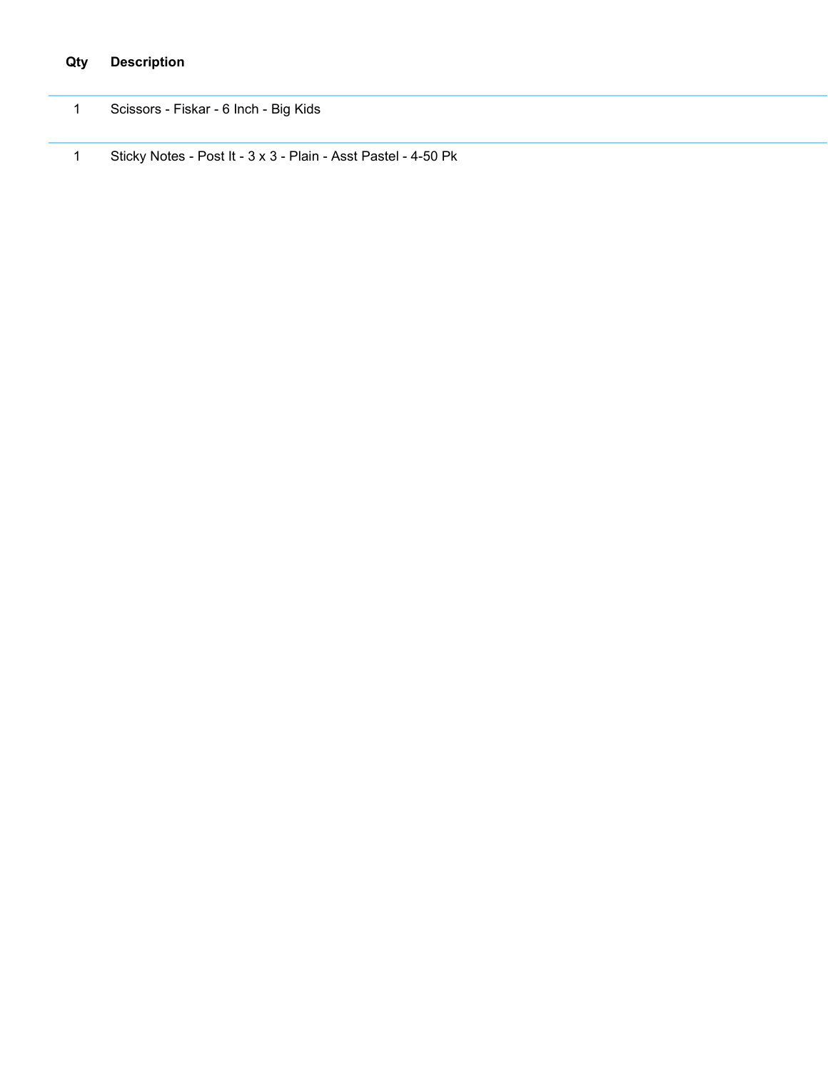| Qty | Description |
|---|---|
| 1 | Scissors - Fiskar - 6 Inch - Big Kids |
| 1 | Sticky Notes - Post It - 3 x 3 - Plain - Asst Pastel - 4-50 Pk |